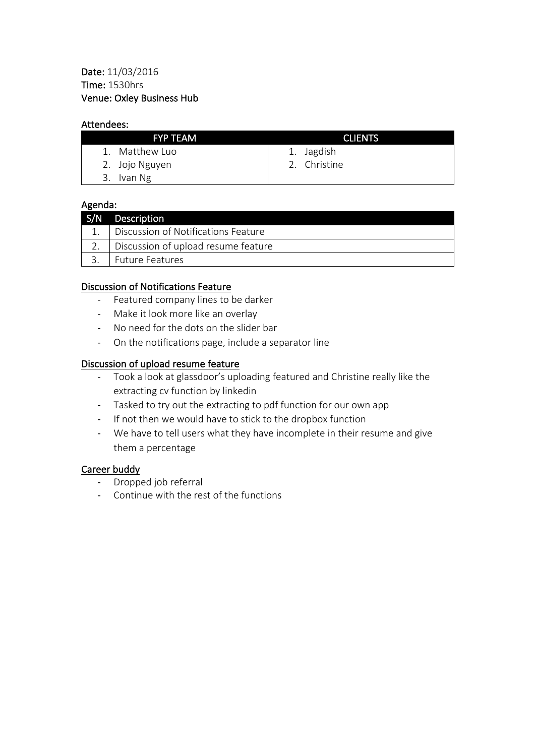**Date:** 11/03/2016
**Time:** 1530hrs
**Venue: Oxley Business Hub**

**Attendees:**

| FYP TEAM | CLIENTS |
|---|---|
| 1. Matthew Luo<br>2. Jojo Nguyen<br>3. Ivan Ng | 1. Jagdish<br>2. Christine |

**Agenda:**

| S/N | Description |
|---|---|
| 1. | Discussion of Notifications Feature |
| 2. | Discussion of upload resume feature |
| 3. | Future Features |

**Discussion of Notifications Feature**

- Featured company lines to be darker
- Make it look more like an overlay
- No need for the dots on the slider bar
- On the notifications page, include a separator line

**Discussion of upload resume feature**

- Took a look at glassdoor's uploading featured and Christine really like the extracting cv function by linkedin
- Tasked to try out the extracting to pdf function for our own app
- If not then we would have to stick to the dropbox function
- We have to tell users what they have incomplete in their resume and give them a percentage

**Career buddy**

- Dropped job referral
- Continue with the rest of the functions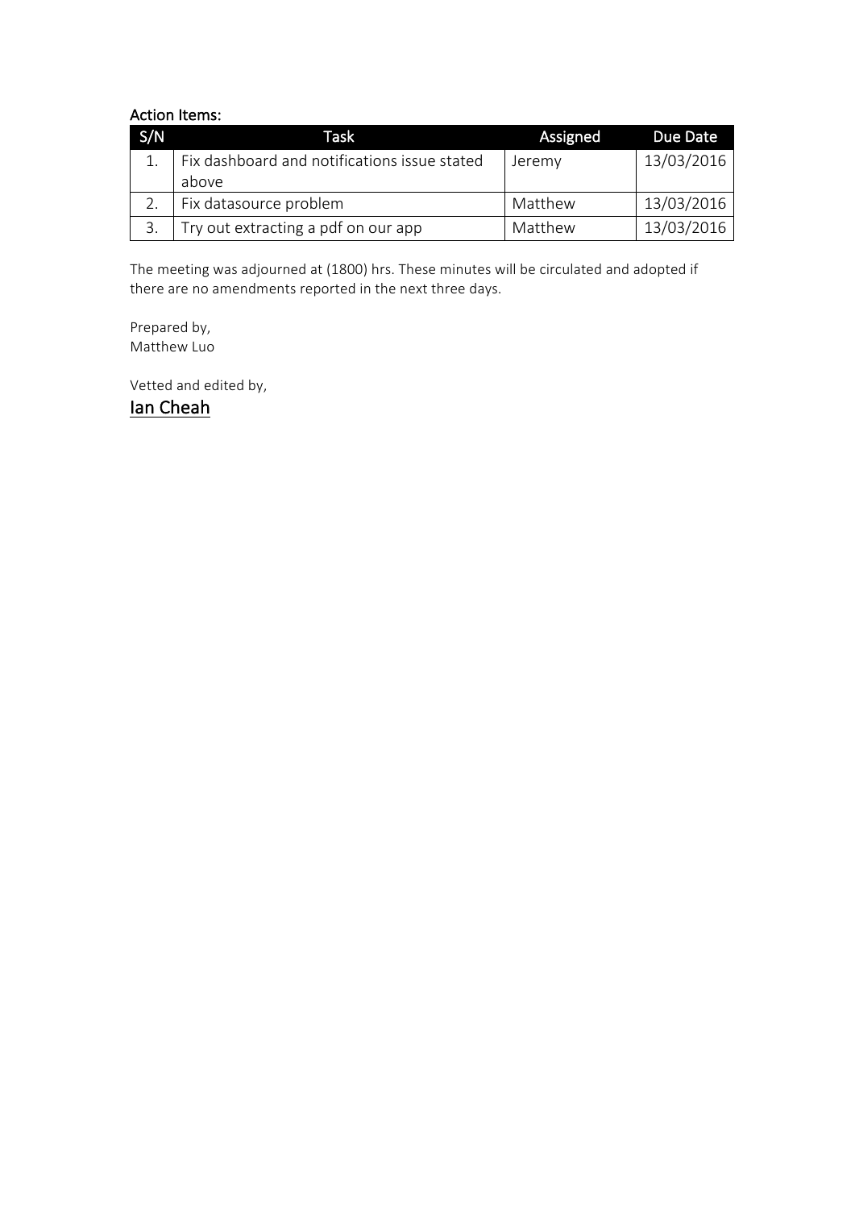Action Items:

| S/N | Task | Assigned | Due Date |
|---|---|---|---|
| 1. | Fix dashboard and notifications issue stated above | Jeremy | 13/03/2016 |
| 2. | Fix datasource problem | Matthew | 13/03/2016 |
| 3. | Try out extracting a pdf on our app | Matthew | 13/03/2016 |

The meeting was adjourned at (1800) hrs. These minutes will be circulated and adopted if there are no amendments reported in the next three days.

Prepared by,
Matthew Luo

Vetted and edited by,
Ian Cheah